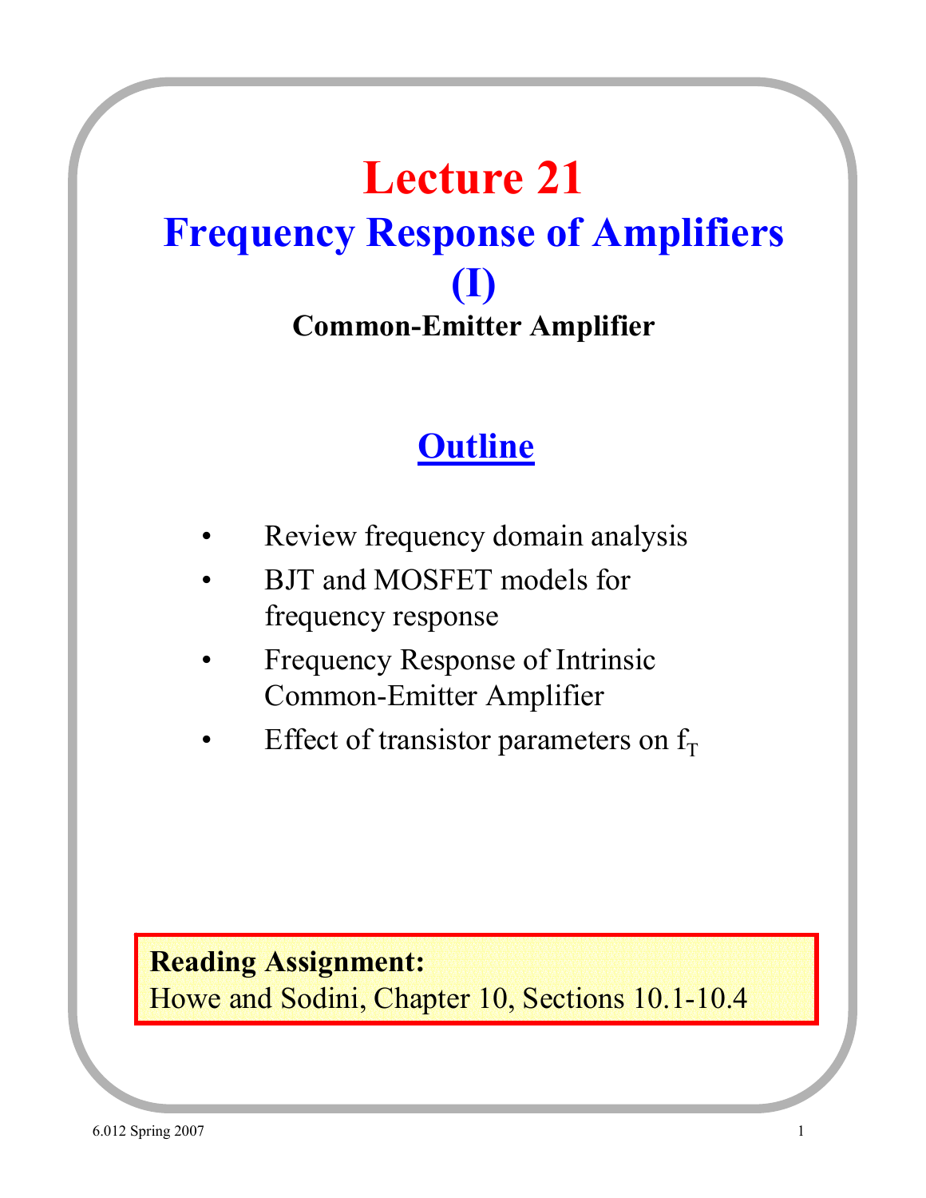# Lecture 21

## Frequency Response of Amplifiers (I)

### Common-Emitter Amplifier

## Outline

- Review frequency domain analysis
- BJT and MOSFET models for frequency response
- Frequency Response of Intrinsic Common-Emitter Amplifier
- Effect of transistor parameters on $f_T$

**Reading Assignment:**
Howe and Sodini, Chapter 10, Sections 10.1-10.4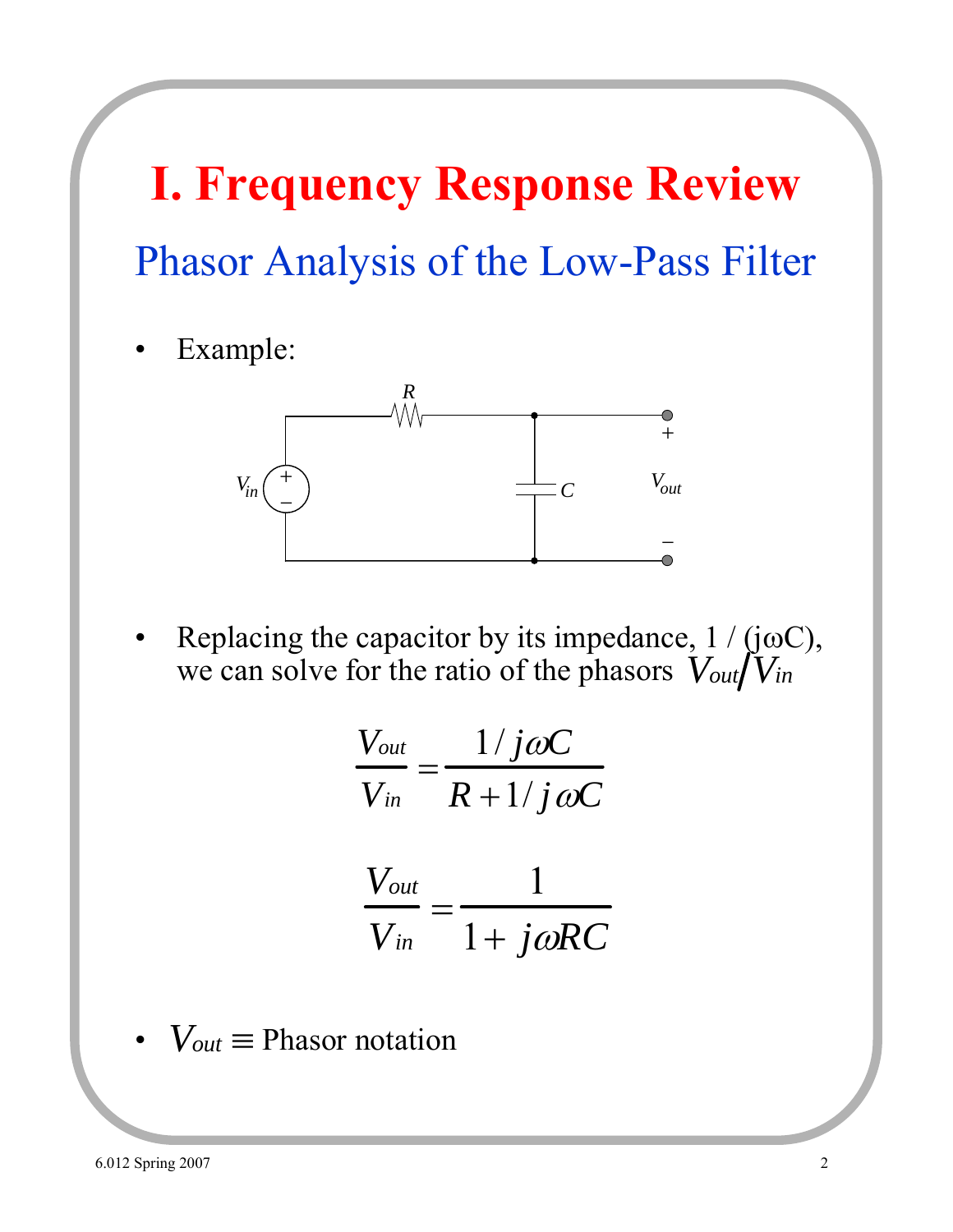# I. Frequency Response Review

## Phasor Analysis of the Low-Pass Filter

- Example:

- Replacing the capacitor by its impedance, 1 / (jωC), we can solve for the ratio of the phasors $V_{out}/V_{in}$

$$\frac{V_{out}}{V_{in}} = \frac{1/j\omega C}{R + 1/j\omega C}$$

$$\frac{V_{out}}{V_{in}} = \frac{1}{1 + j\omega RC}$$

- $V_{out} \equiv$ Phasor notation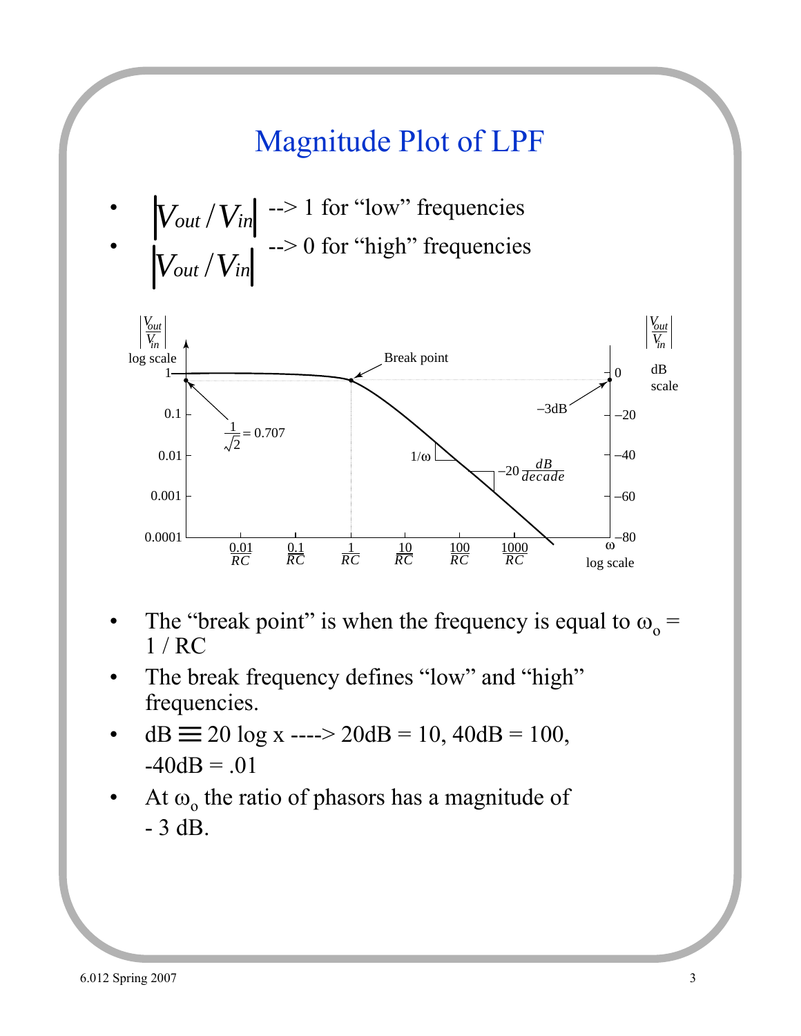# Magnitude Plot of LPF

- $|V_{out}/V_{in}|$ --> 1 for "low" frequencies
- $|V_{out}/V_{in}|$ --> 0 for "high" frequencies

- The "break point" is when the frequency is equal to $\omega_o = 1 / RC$
- The break frequency defines "low" and "high" frequencies.
- dB $\equiv$ 20 log x ----> 20dB = 10, 40dB = 100, -40dB = .01
- At $\omega_o$ the ratio of phasors has a magnitude of - 3 dB.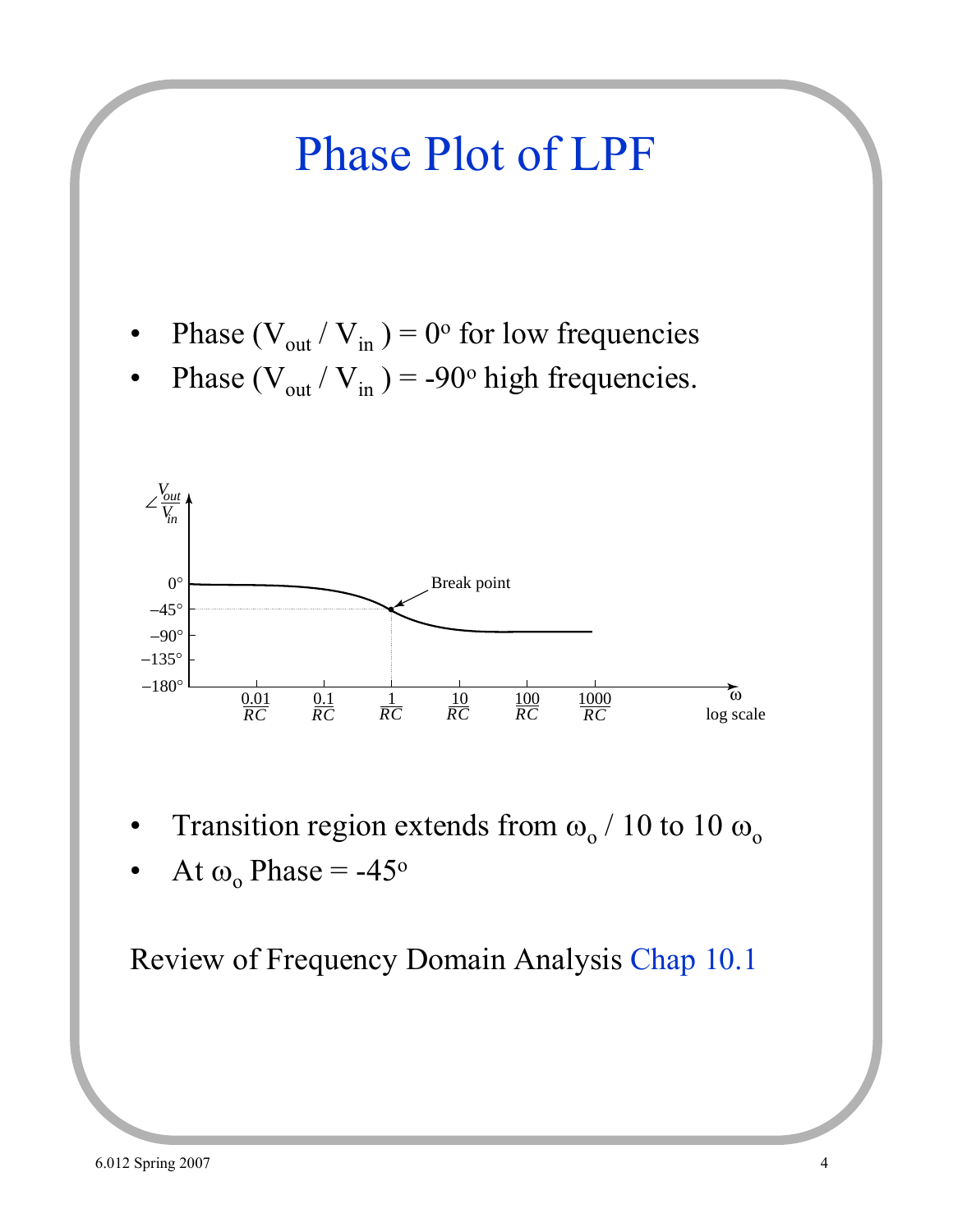# Phase Plot of LPF

- Phase ($V_{out}$ / $V_{in}$ ) = $0^o$ for low frequencies
- Phase ($V_{out}$ / $V_{in}$ ) = $-90^o$ high frequencies.

- Transition region extends from $\omega_o$ / 10 to 10 $\omega_o$
- At $\omega_o$ Phase = $-45^o$

Review of Frequency Domain Analysis Chap 10.1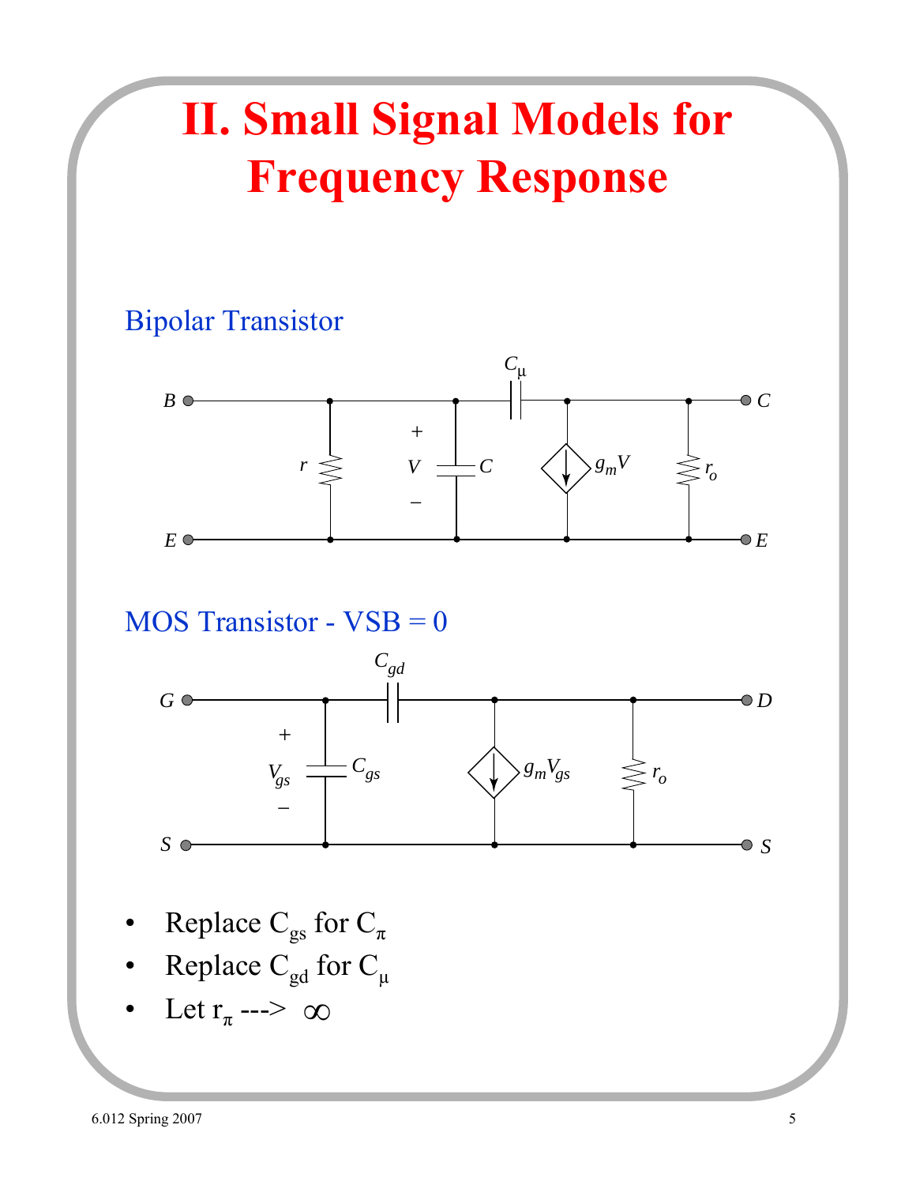# II. Small Signal Models for Frequency Response

### Bipolar Transistor

### MOS Transistor - VSB = 0

- Replace $C_{gs}$ for $C_\pi$
- Replace $C_{gd}$ for $C_\mu$
- Let $r_\pi \longrightarrow \infty$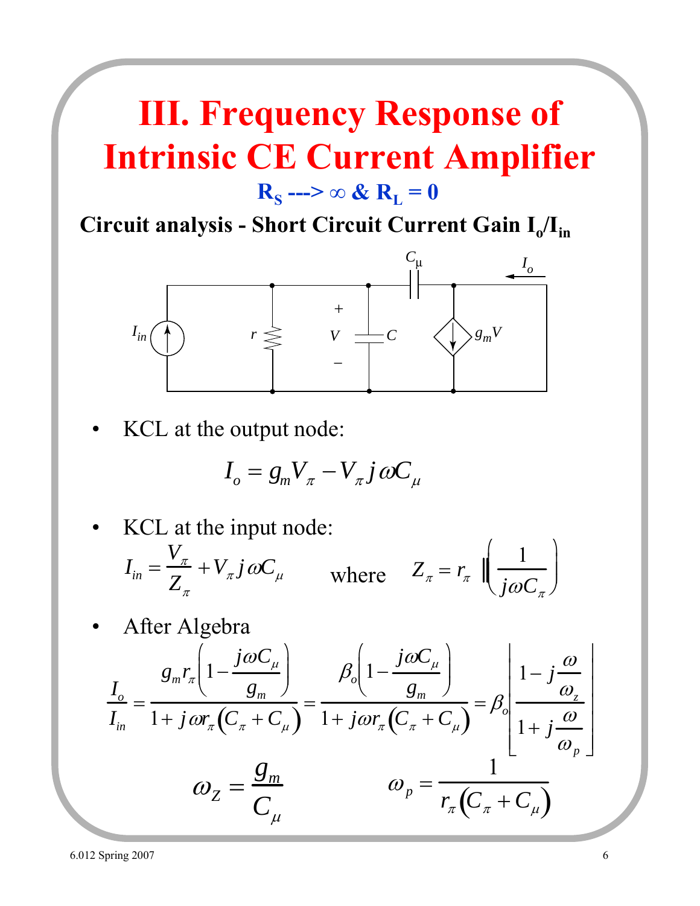# III. Frequency Response of Intrinsic CE Current Amplifier

**$R_S \rightarrow \infty$ & $R_L = 0$**

**Circuit analysis - Short Circuit Current Gain $I_o/I_{in}$**

- KCL at the output node:

$$I_o = g_m V_\pi - V_\pi j\omega C_\mu$$

- KCL at the input node:

$$I_{in} = \frac{V_\pi}{Z_\pi} + V_\pi j\omega C_\mu \qquad \text{where} \qquad Z_\pi = r_\pi \parallel \left(\frac{1}{j\omega C_\pi}\right)$$

- After Algebra

$$\frac{I_o}{I_{in}} = \frac{g_m r_\pi \left(1 - \frac{j\omega C_\mu}{g_m}\right)}{1 + j\omega r_\pi \left(C_\pi + C_\mu\right)} = \frac{\beta_o \left(1 - \frac{j\omega C_\mu}{g_m}\right)}{1 + j\omega r_\pi \left(C_\pi + C_\mu\right)} = \beta_o \left[\frac{1 - j\frac{\omega}{\omega_z}}{1 + j\frac{\omega}{\omega_p}}\right]$$

$$\omega_Z = \frac{g_m}{C_\mu} \qquad \omega_p = \frac{1}{r_\pi \left(C_\pi + C_\mu\right)}$$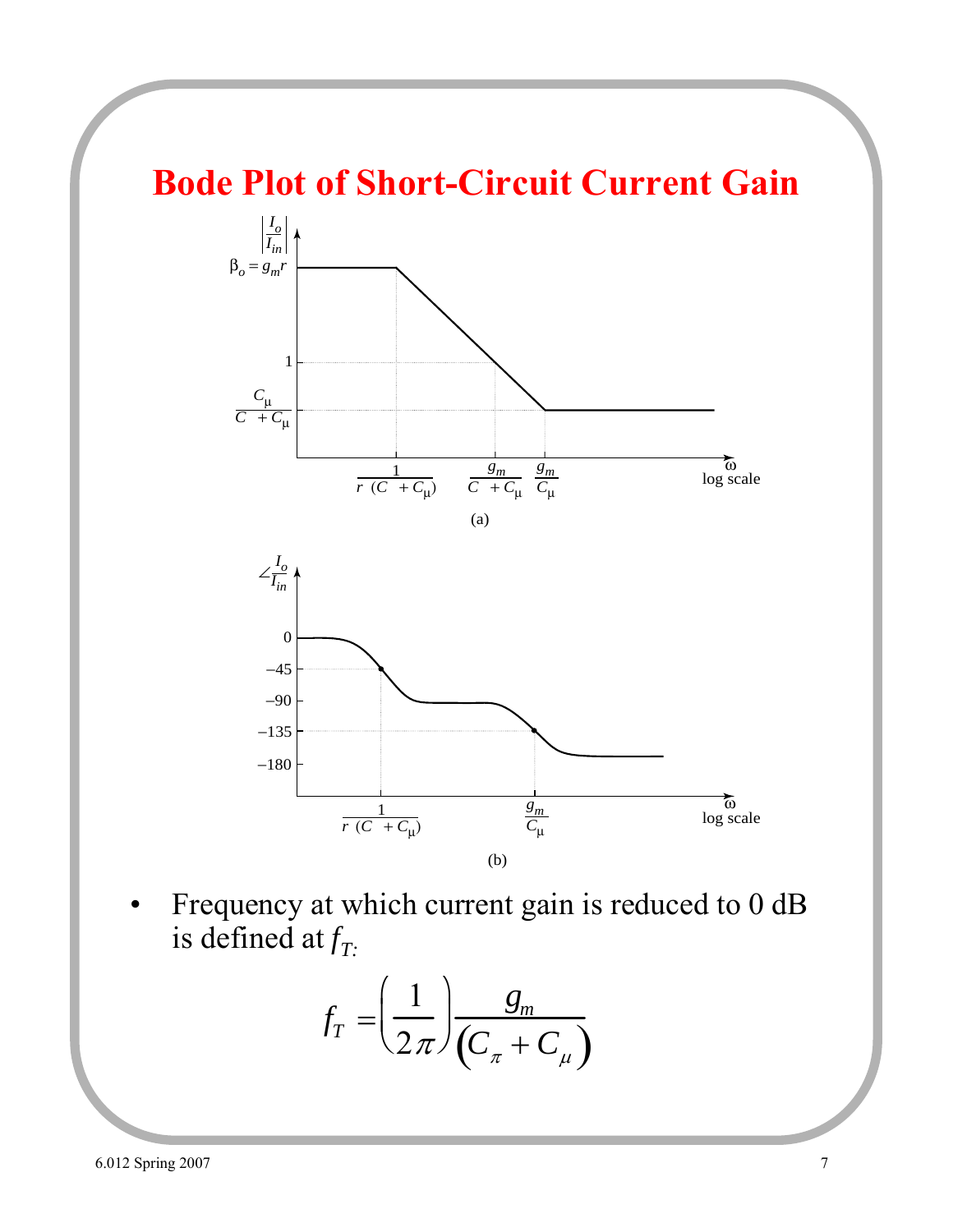# Bode Plot of Short-Circuit Current Gain

(a)

(b)

- Frequency at which current gain is reduced to 0 dB is defined at $f_T$:

$$f_T = \left(\frac{1}{2\pi}\right)\frac{g_m}{\left(C_\pi + C_\mu\right)}$$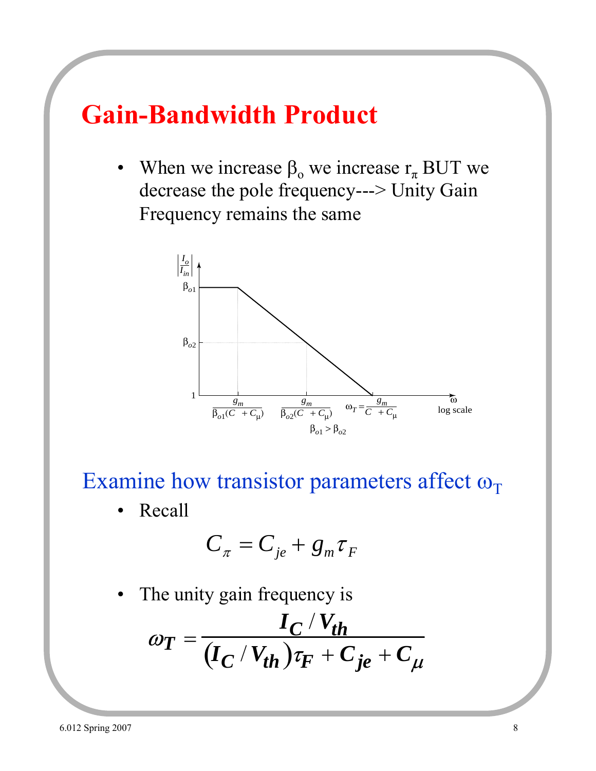# Gain-Bandwidth Product

- When we increase $\beta_o$ we increase $r_\pi$ BUT we decrease the pole frequency---> Unity Gain Frequency remains the same

## Examine how transistor parameters affect $\omega_T$

- Recall

$$C_\pi = C_{je} + g_m \tau_F$$

- The unity gain frequency is

$$\omega_T = \frac{I_C / V_{th}}{(I_C / V_{th})\tau_F + C_{je} + C_\mu}$$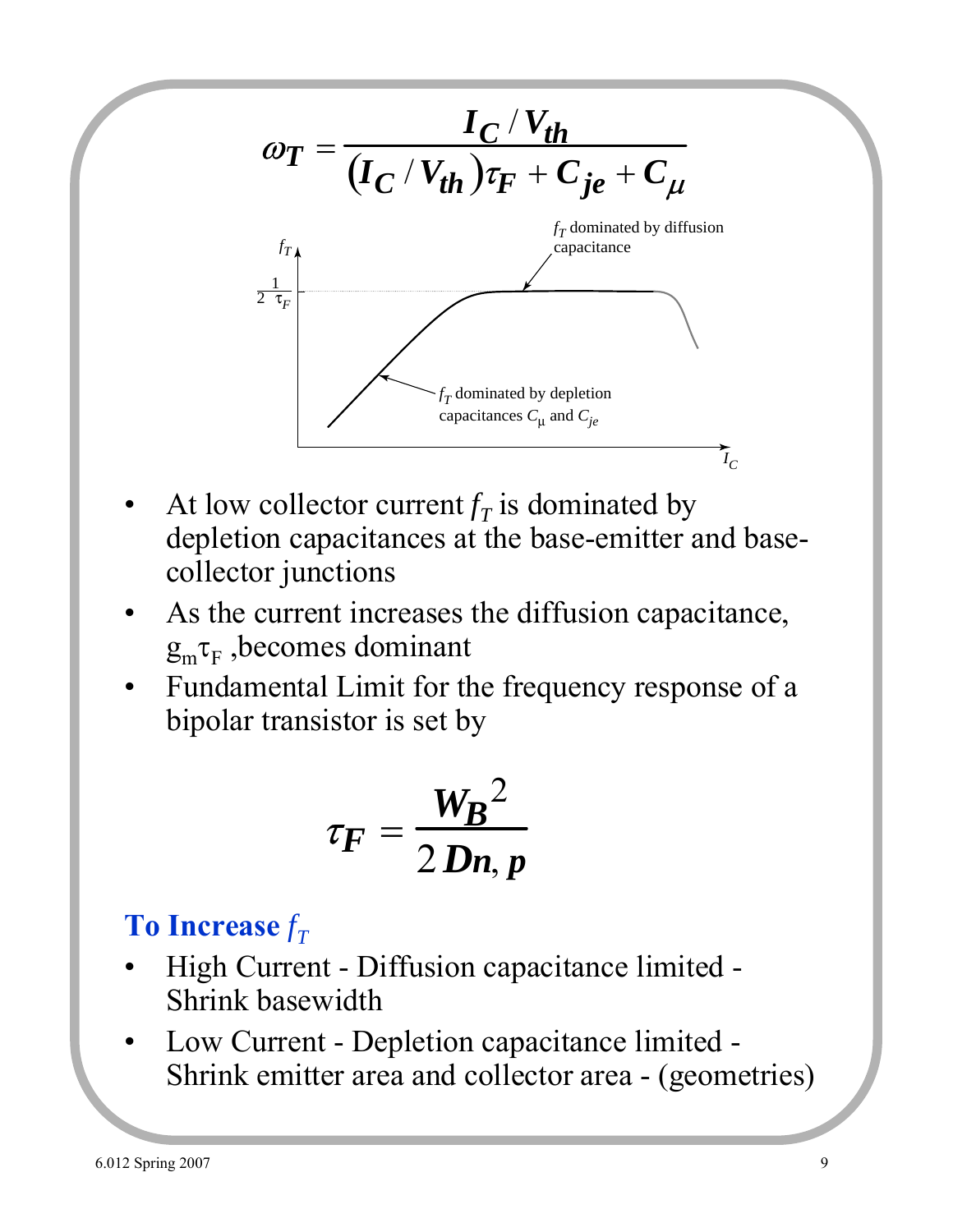$$\omega_T = \frac{I_C / V_{th}}{(I_C / V_{th})\tau_F + C_{je} + C_\mu}$$

$f_T$

$\frac{1}{2\ \tau_F}$

$f_T$ dominated by diffusion capacitance

$f_T$ dominated by depletion capacitances $C_\mu$ and $C_{je}$

$I_C$

- At low collector current $f_T$ is dominated by depletion capacitances at the base-emitter and base-collector junctions
- As the current increases the diffusion capacitance, $g_m \tau_F$ ,becomes dominant
- Fundamental Limit for the frequency response of a bipolar transistor is set by

$$\tau_F = \frac{W_B{}^2}{2\, D n, p}$$

## To Increase $f_T$

- High Current - Diffusion capacitance limited - Shrink basewidth
- Low Current - Depletion capacitance limited - Shrink emitter area and collector area - (geometries)